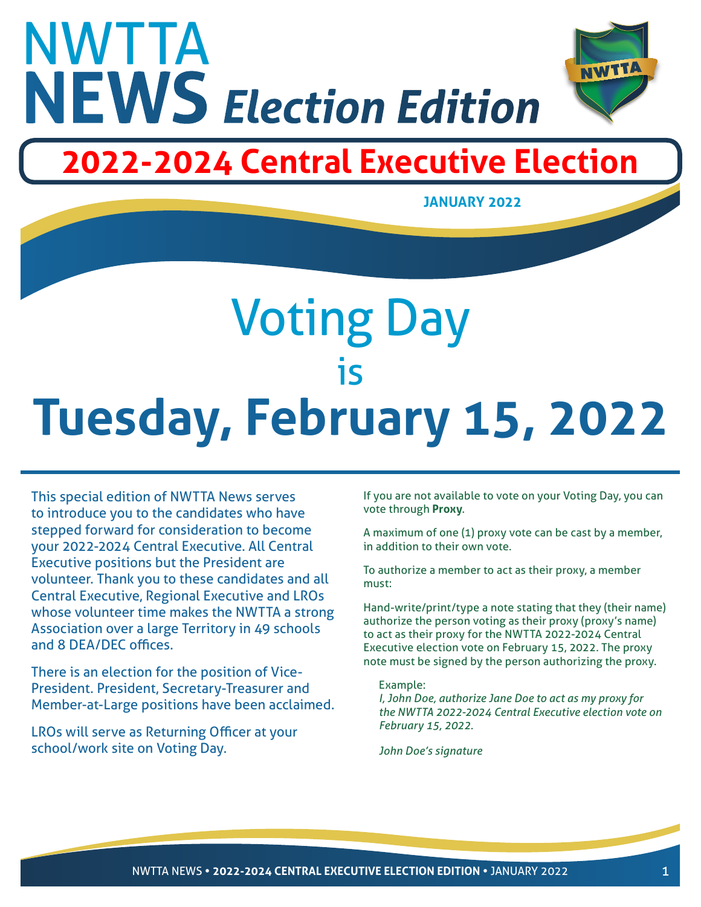# NWTTA NEWS *Election Edition*

## 2022-2024 Central Executive Election

**JANUARY 2022**

# Voting Day is Tuesday, February 15, 2022

This special edition of NWTTA News serves to introduce you to the candidates who have stepped forward for consideration to become your 2022-2024 Central Executive. All Central Executive positions but the President are volunteer. Thank you to these candidates and all Central Executive, Regional Executive and LROs whose volunteer time makes the NWTTA a strong Association over a large Territory in 49 schools and 8 DEA/DEC offices.

There is an election for the position of Vice-President. President, Secretary-Treasurer and Member-at-Large positions have been acclaimed.

LROs will serve as Returning Officer at your school/work site on Voting Day.

If you are not available to vote on your Voting Day, you can vote through **Proxy**.

A maximum of one (1) proxy vote can be cast by a member, in addition to their own vote.

To authorize a member to act as their proxy, a member must:

Hand-write/print/type a note stating that they (their name) authorize the person voting as their proxy (proxy's name) to act as their proxy for the NWTTA 2022-2024 Central Executive election vote on February 15, 2022. The proxy note must be signed by the person authorizing the proxy.

Example:
*I, John Doe, authorize Jane Doe to act as my proxy for the NWTTA 2022-2024 Central Executive election vote on February 15, 2022.*

*John Doe's signature*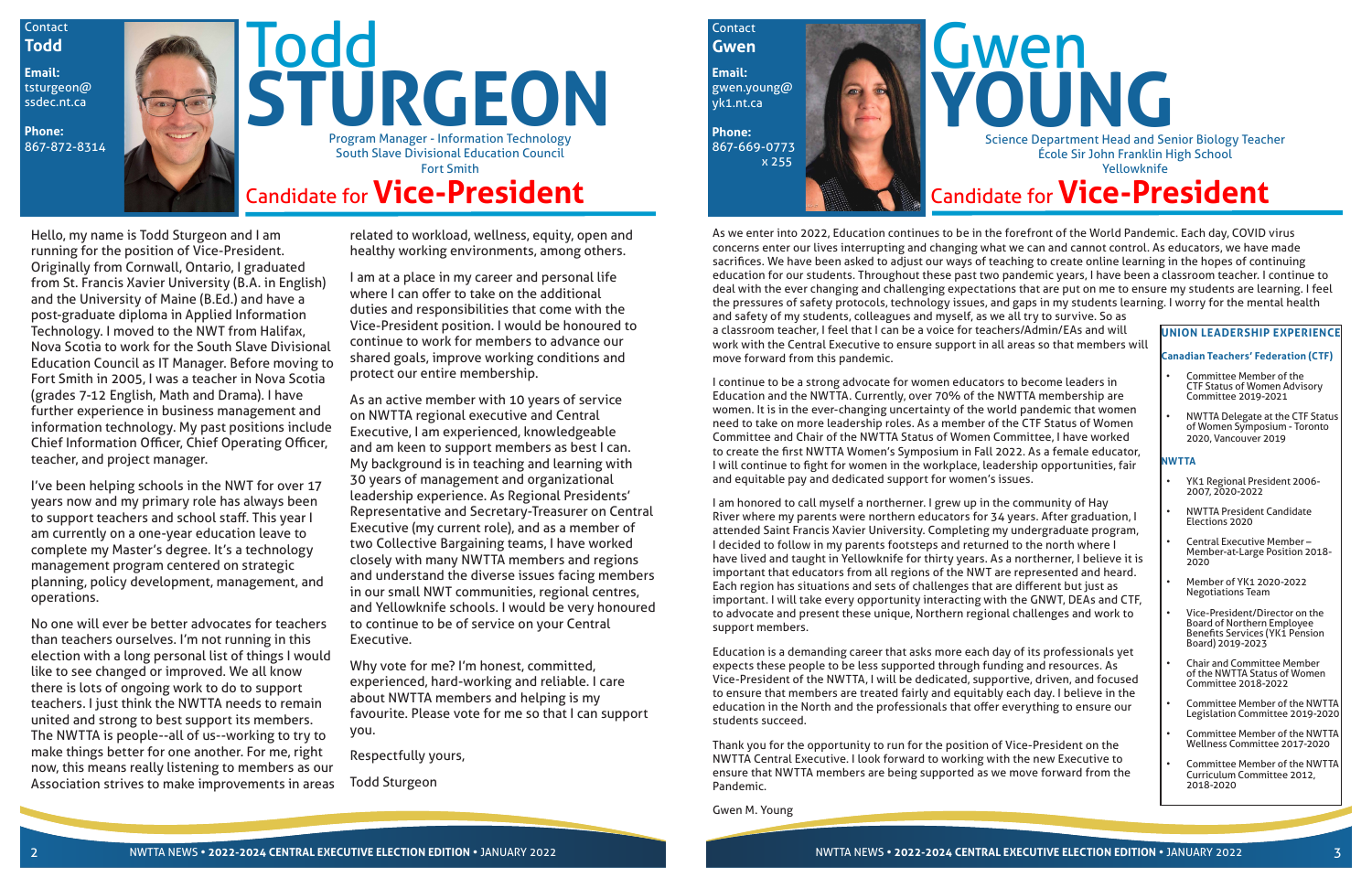Contact **Todd**

**Email:** tsturgeon@ssdec.nt.ca

**Phone:** 867-872-8314

# Todd STURGEON

Program Manager - Information Technology
South Slave Divisional Education Council
Fort Smith

## Candidate for Vice-President

Hello, my name is Todd Sturgeon and I am running for the position of Vice-President. Originally from Cornwall, Ontario, I graduated from St. Francis Xavier University (B.A. in English) and the University of Maine (B.Ed.) and have a post-graduate diploma in Applied Information Technology. I moved to the NWT from Halifax, Nova Scotia to work for the South Slave Divisional Education Council as IT Manager. Before moving to Fort Smith in 2005, I was a teacher in Nova Scotia (grades 7-12 English, Math and Drama). I have further experience in business management and information technology. My past positions include Chief Information Officer, Chief Operating Officer, teacher, and project manager.

I've been helping schools in the NWT for over 17 years now and my primary role has always been to support teachers and school staff. This year I am currently on a one-year education leave to complete my Master's degree. It's a technology management program centered on strategic planning, policy development, management, and operations.

No one will ever be better advocates for teachers than teachers ourselves. I'm not running in this election with a long personal list of things I would like to see changed or improved. We all know there is lots of ongoing work to do to support teachers. I just think the NWTTA needs to remain united and strong to best support its members. The NWTTA is people--all of us--working to try to make things better for one another. For me, right now, this means really listening to members as our Association strives to make improvements in areas related to workload, wellness, equity, open and healthy working environments, among others.

I am at a place in my career and personal life where I can offer to take on the additional duties and responsibilities that come with the Vice-President position. I would be honoured to continue to work for members to advance our shared goals, improve working conditions and protect our entire membership.

As an active member with 10 years of service on NWTTA regional executive and Central Executive, I am experienced, knowledgeable and am keen to support members as best I can. My background is in teaching and learning with 30 years of management and organizational leadership experience. As Regional Presidents' Representative and Secretary-Treasurer on Central Executive (my current role), and as a member of two Collective Bargaining teams, I have worked closely with many NWTTA members and regions and understand the diverse issues facing members in our small NWT communities, regional centres, and Yellowknife schools. I would be very honoured to continue to be of service on your Central Executive.

Why vote for me? I'm honest, committed, experienced, hard-working and reliable. I care about NWTTA members and helping is my favourite. Please vote for me so that I can support you.

Respectfully yours,

Todd Sturgeon

---

Contact **Gwen**

**Email:** gwen.young@yk1.nt.ca

**Phone:** 867-669-0773 x 255

# Gwen YOUNG

Science Department Head and Senior Biology Teacher
École Sir John Franklin High School
Yellowknife

## Candidate for Vice-President

As we enter into 2022, Education continues to be in the forefront of the World Pandemic. Each day, COVID virus concerns enter our lives interrupting and changing what we can and cannot control. As educators, we have made sacrifices. We have been asked to adjust our ways of teaching to create online learning in the hopes of continuing education for our students. Throughout these past two pandemic years, I have been a classroom teacher. I continue to deal with the ever changing and challenging expectations that are put on me to ensure my students are learning. I feel the pressures of safety protocols, technology issues, and gaps in my students learning. I worry for the mental health and safety of my students, colleagues and myself, as we all try to survive. So as a classroom teacher, I feel that I can be a voice for teachers/Admin/EAs and will work with the Central Executive to ensure support in all areas so that members will move forward from this pandemic.

I continue to be a strong advocate for women educators to become leaders in Education and the NWTTA. Currently, over 70% of the NWTTA membership are women. It is in the ever-changing uncertainty of the world pandemic that women need to take on more leadership roles. As a member of the CTF Status of Women Committee and Chair of the NWTTA Status of Women Committee, I have worked to create the first NWTTA Women's Symposium in Fall 2022. As a female educator, I will continue to fight for women in the workplace, leadership opportunities, fair and equitable pay and dedicated support for women's issues.

I am honored to call myself a northerner. I grew up in the community of Hay River where my parents were northern educators for 34 years. After graduation, I attended Saint Francis Xavier University. Completing my undergraduate program, I decided to follow in my parents footsteps and returned to the north where I have lived and taught in Yellowknife for thirty years. As a northerner, I believe it is important that educators from all regions of the NWT are represented and heard. Each region has situations and sets of challenges that are different but just as important. I will take every opportunity interacting with the GNWT, DEAs and CTF, to advocate and present these unique, Northern regional challenges and work to support members.

Education is a demanding career that asks more each day of its professionals yet expects these people to be less supported through funding and resources. As Vice-President of the NWTTA, I will be dedicated, supportive, driven, and focused to ensure that members are treated fairly and equitably each day. I believe in the education in the North and the professionals that offer everything to ensure our students succeed.

Thank you for the opportunity to run for the position of Vice-President on the NWTTA Central Executive. I look forward to working with the new Executive to ensure that NWTTA members are being supported as we move forward from the Pandemic.

Gwen M. Young

### UNION LEADERSHIP EXPERIENCE

**Canadian Teachers' Federation (CTF)**

- Committee Member of the CTF Status of Women Advisory Committee 2019-2021
- NWTTA Delegate at the CTF Status of Women Symposium - Toronto 2020, Vancouver 2019

**NWTTA**

- YK1 Regional President 2006-2007, 2020-2022
- NWTTA President Candidate Elections 2020
- Central Executive Member – Member-at-Large Position 2018-2020
- Member of YK1 2020-2022 Negotiations Team
- Vice-President/Director on the Board of Northern Employee Benefits Services (YK1 Pension Board) 2019-2023
- Chair and Committee Member of the NWTTA Status of Women Committee 2018-2022
- Committee Member of the NWTTA Legislation Committee 2019-2020
- Committee Member of the NWTTA Wellness Committee 2017-2020
- Committee Member of the NWTTA Curriculum Committee 2012, 2018-2020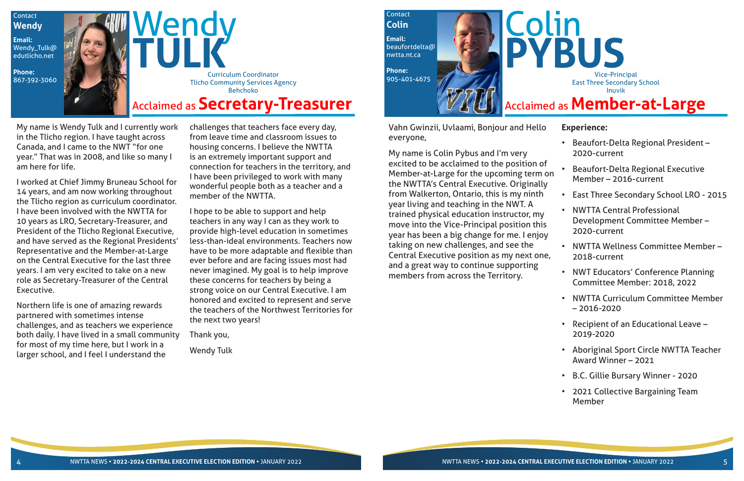Contact
**Wendy**

**Email:**
Wendy_Tulk@edutlicho.net

**Phone:**
867-392-3060

# Wendy TULK

Curriculum Coordinator
Tlicho Community Services Agency
Behchoko

## Acclaimed as Secretary-Treasurer

My name is Wendy Tulk and I currently work in the Tlicho region. I have taught across Canada, and I came to the NWT "for one year." That was in 2008, and like so many I am here for life.

I worked at Chief Jimmy Bruneau School for 14 years, and am now working throughout the Tlicho region as curriculum coordinator. I have been involved with the NWTTA for 10 years as LRO, Secretary-Treasurer, and President of the Tlicho Regional Executive, and have served as the Regional Presidents' Representative and the Member-at-Large on the Central Executive for the last three years. I am very excited to take on a new role as Secretary-Treasurer of the Central Executive.

Northern life is one of amazing rewards partnered with sometimes intense challenges, and as teachers we experience both daily. I have lived in a small community for most of my time here, but I work in a larger school, and I feel I understand the challenges that teachers face every day, from leave time and classroom issues to housing concerns. I believe the NWTTA is an extremely important support and connection for teachers in the territory, and I have been privileged to work with many wonderful people both as a teacher and a member of the NWTTA.

I hope to be able to support and help teachers in any way I can as they work to provide high-level education in sometimes less-than-ideal environments. Teachers now have to be more adaptable and flexible than ever before and are facing issues most had never imagined. My goal is to help improve these concerns for teachers by being a strong voice on our Central Executive. I am honored and excited to represent and serve the teachers of the Northwest Territories for the next two years!

Thank you,

Wendy Tulk

Contact
**Colin**

**Email:**
beaufortdelta@nwtta.nt.ca

**Phone:**
905-401-4675

# Colin PYBUS

Vice-Principal
East Three Secondary School
Inuvik

## Acclaimed as Member-at-Large

Vahn Gwinzii, Uvlaami, Bonjour and Hello everyone,

My name is Colin Pybus and I'm very excited to be acclaimed to the position of Member-at-Large for the upcoming term on the NWTTA's Central Executive. Originally from Walkerton, Ontario, this is my ninth year living and teaching in the NWT. A trained physical education instructor, my move into the Vice-Principal position this year has been a big change for me. I enjoy taking on new challenges, and see the Central Executive position as my next one, and a great way to continue supporting members from across the Territory.

**Experience:**

- Beaufort-Delta Regional President – 2020-current
- Beaufort-Delta Regional Executive Member – 2016-current
- East Three Secondary School LRO - 2015
- NWTTA Central Professional Development Committee Member – 2020-current
- NWTTA Wellness Committee Member – 2018-current
- NWT Educators' Conference Planning Committee Member: 2018, 2022
- NWTTA Curriculum Committee Member – 2016-2020
- Recipient of an Educational Leave – 2019-2020
- Aboriginal Sport Circle NWTTA Teacher Award Winner – 2021
- B.C. Gillie Bursary Winner - 2020
- 2021 Collective Bargaining Team Member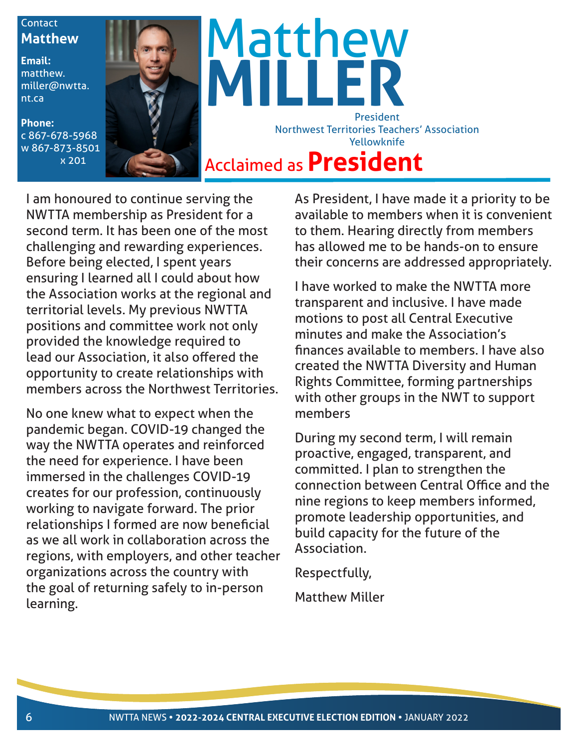Contact
**Matthew**

**Email:**
matthew.miller@nwtta.nt.ca

**Phone:**
c 867-678-5968
w 867-873-8501 x 201

# Matthew MILLER

President
Northwest Territories Teachers' Association
Yellowknife

## Acclaimed as **President**

I am honoured to continue serving the NWTTA membership as President for a second term. It has been one of the most challenging and rewarding experiences. Before being elected, I spent years ensuring I learned all I could about how the Association works at the regional and territorial levels. My previous NWTTA positions and committee work not only provided the knowledge required to lead our Association, it also offered the opportunity to create relationships with members across the Northwest Territories.

No one knew what to expect when the pandemic began. COVID-19 changed the way the NWTTA operates and reinforced the need for experience. I have been immersed in the challenges COVID-19 creates for our profession, continuously working to navigate forward. The prior relationships I formed are now beneficial as we all work in collaboration across the regions, with employers, and other teacher organizations across the country with the goal of returning safely to in-person learning.

As President, I have made it a priority to be available to members when it is convenient to them. Hearing directly from members has allowed me to be hands-on to ensure their concerns are addressed appropriately.

I have worked to make the NWTTA more transparent and inclusive. I have made motions to post all Central Executive minutes and make the Association's finances available to members. I have also created the NWTTA Diversity and Human Rights Committee, forming partnerships with other groups in the NWT to support members

During my second term, I will remain proactive, engaged, transparent, and committed. I plan to strengthen the connection between Central Office and the nine regions to keep members informed, promote leadership opportunities, and build capacity for the future of the Association.

Respectfully,

Matthew Miller